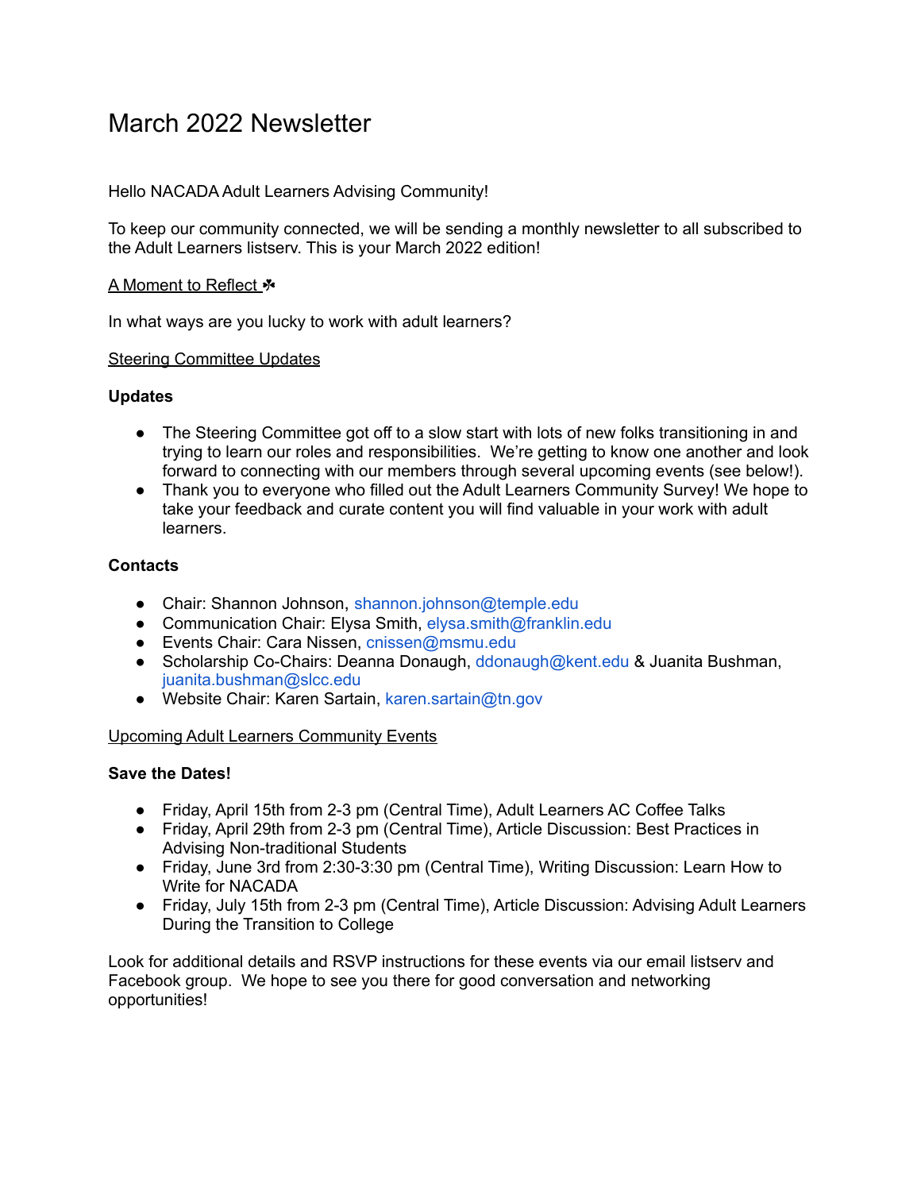# March 2022 Newsletter

Hello NACADA Adult Learners Advising Community!

To keep our community connected, we will be sending a monthly newsletter to all subscribed to the Adult Learners listserv. This is your March 2022 edition!

## A Moment to Reflect ☘

In what ways are you lucky to work with adult learners?

## Steering Committee Updates

### Updates

- The Steering Committee got off to a slow start with lots of new folks transitioning in and trying to learn our roles and responsibilities. We're getting to know one another and look forward to connecting with our members through several upcoming events (see below!).
- Thank you to everyone who filled out the Adult Learners Community Survey! We hope to take your feedback and curate content you will find valuable in your work with adult learners.

### Contacts

- Chair: Shannon Johnson, shannon.johnson@temple.edu
- Communication Chair: Elysa Smith, elysa.smith@franklin.edu
- Events Chair: Cara Nissen, cnissen@msmu.edu
- Scholarship Co-Chairs: Deanna Donaugh, ddonaugh@kent.edu & Juanita Bushman, juanita.bushman@slcc.edu
- Website Chair: Karen Sartain, karen.sartain@tn.gov

## Upcoming Adult Learners Community Events

### Save the Dates!

- Friday, April 15th from 2-3 pm (Central Time), Adult Learners AC Coffee Talks
- Friday, April 29th from 2-3 pm (Central Time), Article Discussion: Best Practices in Advising Non-traditional Students
- Friday, June 3rd from 2:30-3:30 pm (Central Time), Writing Discussion: Learn How to Write for NACADA
- Friday, July 15th from 2-3 pm (Central Time), Article Discussion: Advising Adult Learners During the Transition to College

Look for additional details and RSVP instructions for these events via our email listserv and Facebook group. We hope to see you there for good conversation and networking opportunities!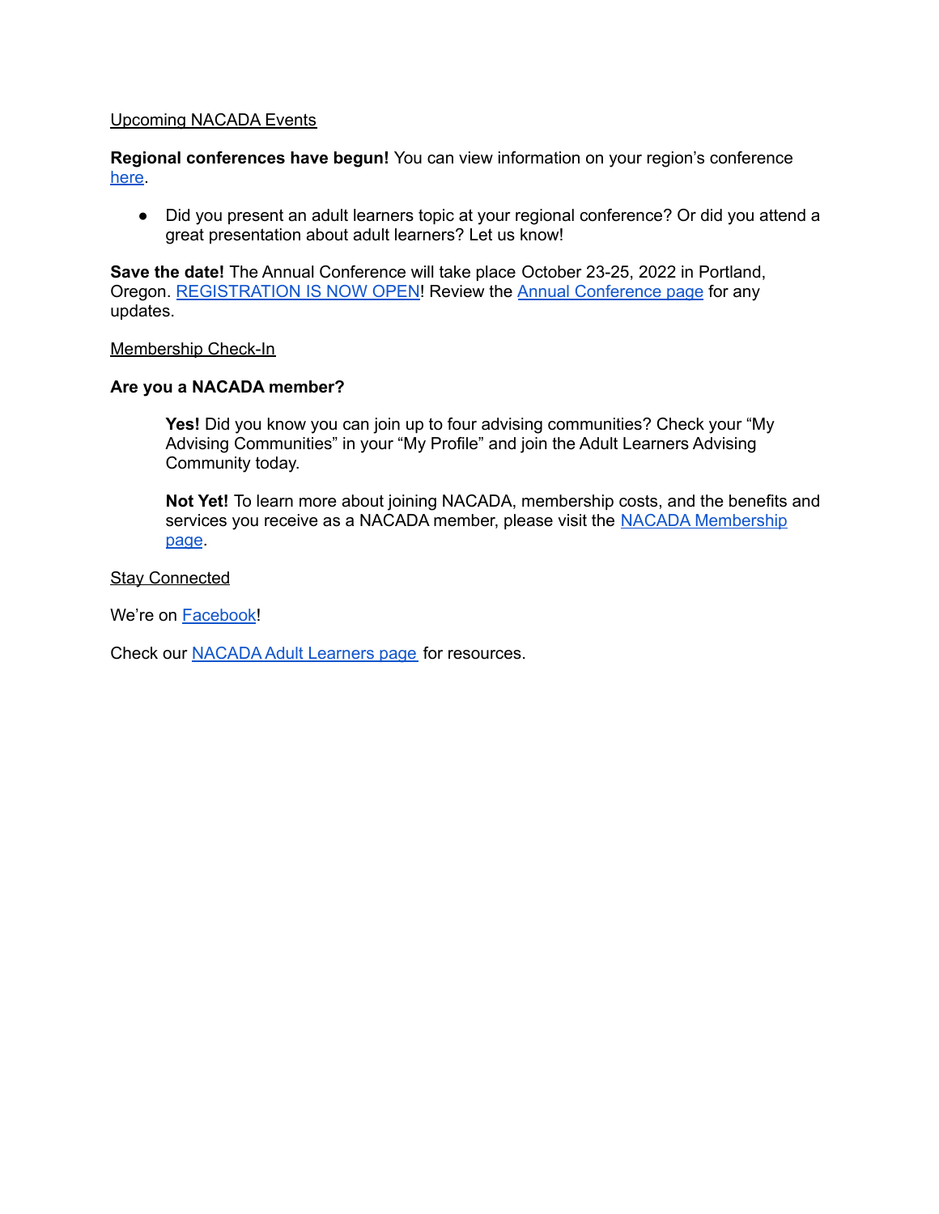Upcoming NACADA Events

**Regional conferences have begun!** You can view information on your region's conference here.

- Did you present an adult learners topic at your regional conference? Or did you attend a great presentation about adult learners? Let us know!

**Save the date!** The Annual Conference will take place October 23-25, 2022 in Portland, Oregon. REGISTRATION IS NOW OPEN! Review the Annual Conference page for any updates.

Membership Check-In

**Are you a NACADA member?**

> **Yes!** Did you know you can join up to four advising communities? Check your "My Advising Communities" in your "My Profile" and join the Adult Learners Advising Community today.
>
> **Not Yet!** To learn more about joining NACADA, membership costs, and the benefits and services you receive as a NACADA member, please visit the NACADA Membership page.

Stay Connected

We're on Facebook!

Check our NACADA Adult Learners page for resources.